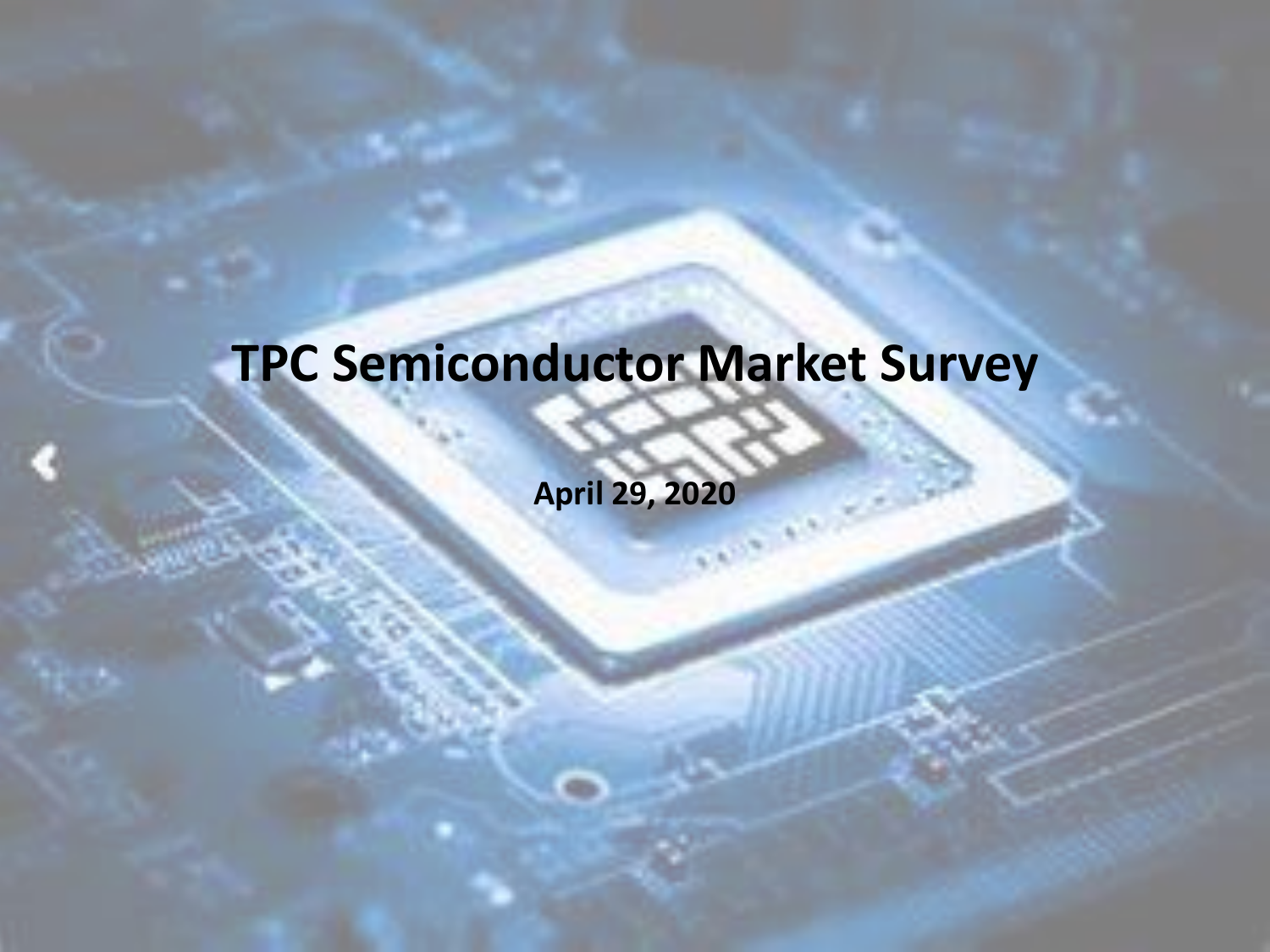# TPC Semiconductor Market Survey

**April 29, 2020**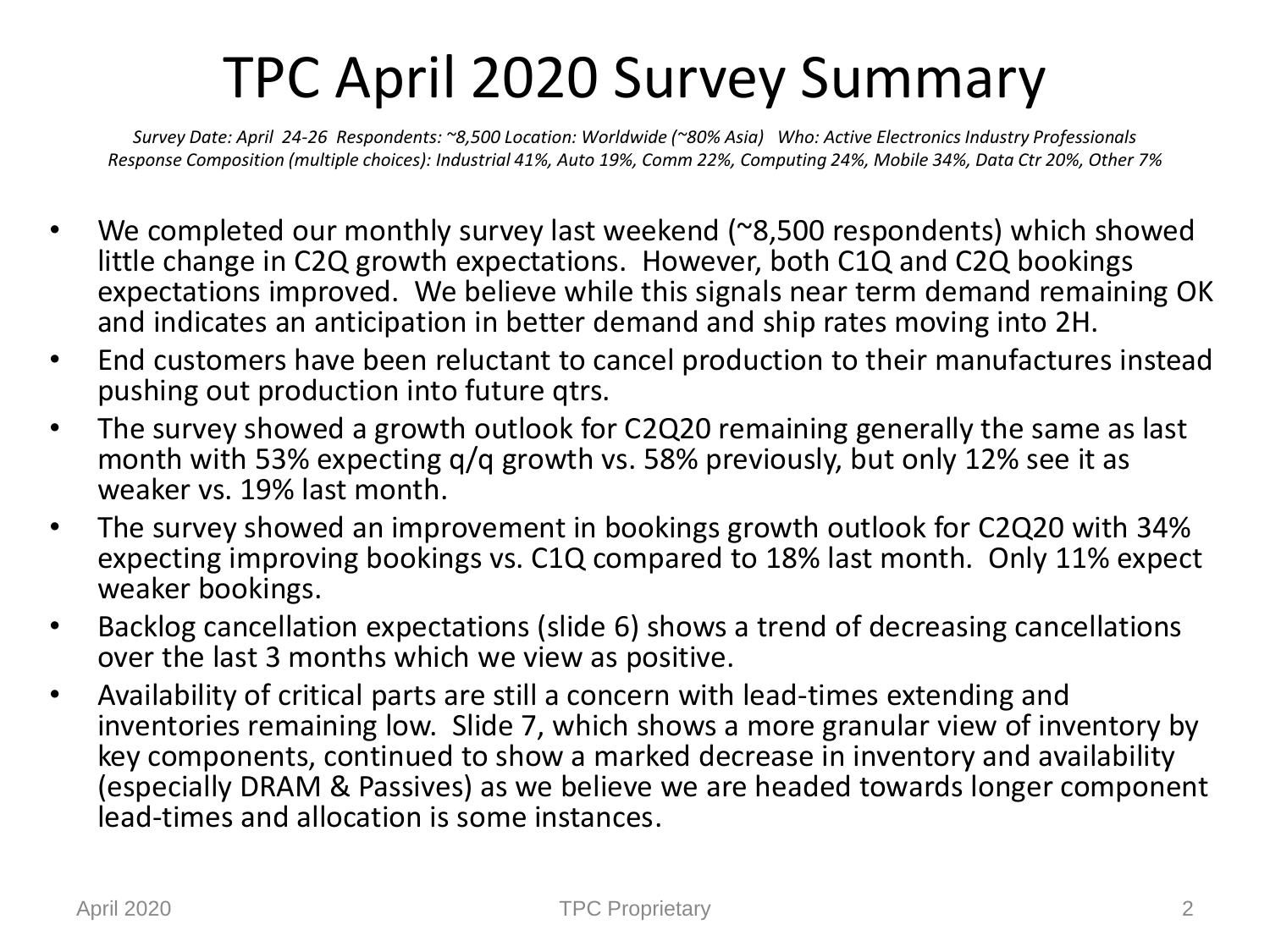# TPC April 2020 Survey Summary

*Survey Date: April 24-26 Respondents: ~8,500 Location: Worldwide (~80% Asia) Who: Active Electronics Industry Professionals*
*Response Composition (multiple choices): Industrial 41%, Auto 19%, Comm 22%, Computing 24%, Mobile 34%, Data Ctr 20%, Other 7%*

- We completed our monthly survey last weekend (~8,500 respondents) which showed little change in C2Q growth expectations. However, both C1Q and C2Q bookings expectations improved. We believe while this signals near term demand remaining OK and indicates an anticipation in better demand and ship rates moving into 2H.
- End customers have been reluctant to cancel production to their manufactures instead pushing out production into future qtrs.
- The survey showed a growth outlook for C2Q20 remaining generally the same as last month with 53% expecting q/q growth vs. 58% previously, but only 12% see it as weaker vs. 19% last month.
- The survey showed an improvement in bookings growth outlook for C2Q20 with 34% expecting improving bookings vs. C1Q compared to 18% last month. Only 11% expect weaker bookings.
- Backlog cancellation expectations (slide 6) shows a trend of decreasing cancellations over the last 3 months which we view as positive.
- Availability of critical parts are still a concern with lead-times extending and inventories remaining low. Slide 7, which shows a more granular view of inventory by key components, continued to show a marked decrease in inventory and availability (especially DRAM & Passives) as we believe we are headed towards longer component lead-times and allocation is some instances.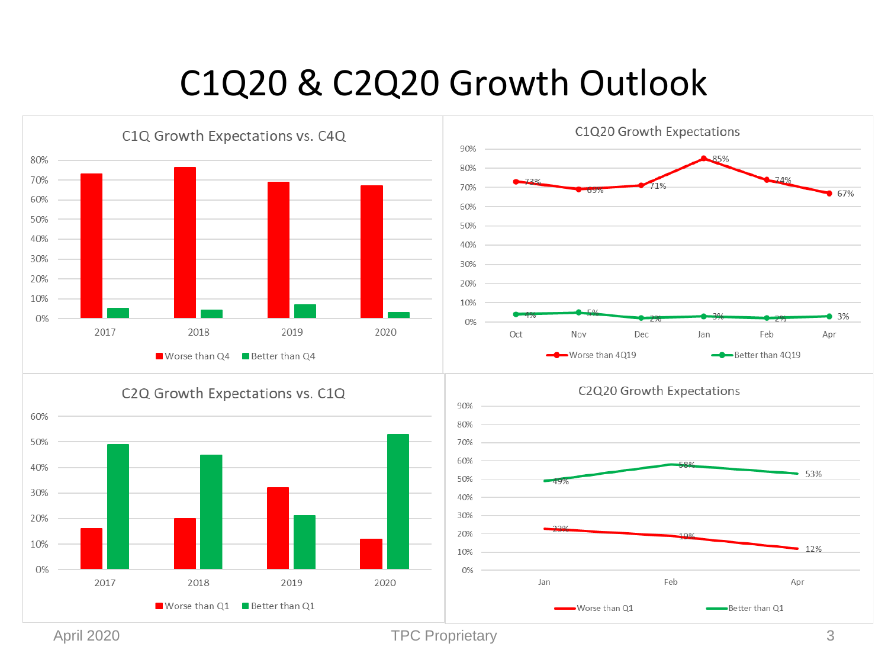# C1Q20 & C2Q20 Growth Outlook

## C1Q Growth Expectations vs. C4Q

| Year | Worse than Q4 | Better than Q4 |
|---|---|---|
| 2017 | | |
| 2018 | | |
| 2019 | | |
| 2020 | | |

## C1Q20 Growth Expectations

| | Oct | Nov | Dec | Jan | Feb | Apr |
|---|---|---|---|---|---|---|
| Worse than 4Q19 | 73% | 69% | 71% | 85% | 74% | 67% |
| Better than 4Q19 | 4% | 5% | 2% | 3% | 2% | 3% |

## C2Q Growth Expectations vs. C1Q

| Year | Worse than Q1 | Better than Q1 |
|---|---|---|
| 2017 | | |
| 2018 | | |
| 2019 | | |
| 2020 | | |

## C2Q20 Growth Expectations

| | Jan | Feb | Apr |
|---|---|---|---|
| Worse than Q1 | 22% | 19% | 12% |
| Better than Q1 | 49% | 58% | 53% |

April 2020 TPC Proprietary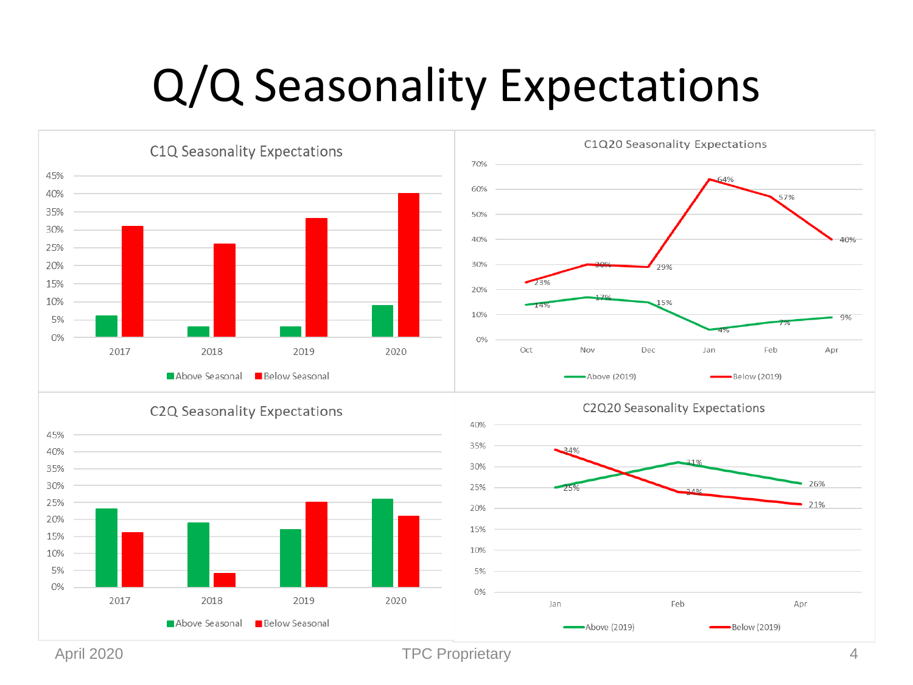# Q/Q Seasonality Expectations

## C1Q Seasonality Expectations

| Year | Above Seasonal | Below Seasonal |
|---|---|---|
| 2017 | 6% | 31% |
| 2018 | 3% | 26% |
| 2019 | 3% | 33% |
| 2020 | 9% | 40% |

## C1Q20 Seasonality Expectations

| Month | Above (2019) | Below (2019) |
|---|---|---|
| Oct | 14% | 23% |
| Nov | 17% | 30% |
| Dec | 15% | 29% |
| Jan | 4% | 64% |
| Feb | 7% | 57% |
| Apr | 9% | 40% |

## C2Q Seasonality Expectations

| Year | Above Seasonal | Below Seasonal |
|---|---|---|
| 2017 | 23% | 16% |
| 2018 | 19% | 4% |
| 2019 | 17% | 25% |
| 2020 | 26% | 21% |

## C2Q20 Seasonality Expectations

| Month | Above (2019) | Below (2019) |
|---|---|---|
| Jan | 25% | 34% |
| Feb | 31% | 24% |
| Apr | 26% | 21% |

April 2020 TPC Proprietary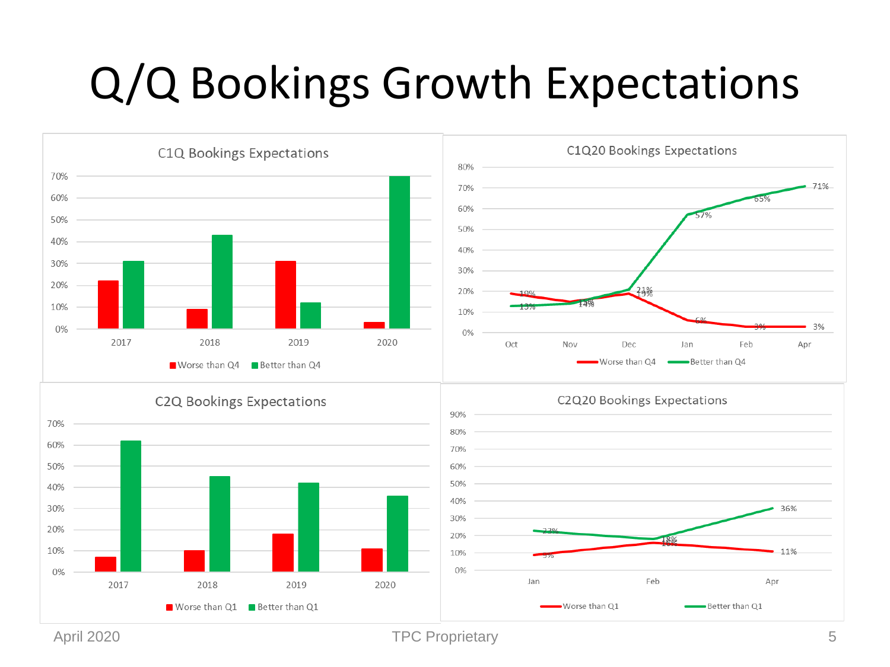# Q/Q Bookings Growth Expectations

## C1Q Bookings Expectations

| | 2017 | 2018 | 2019 | 2020 |
|---|---|---|---|---|
| Worse than Q4 | ~22% | ~9% | ~31% | ~3% |
| Better than Q4 | ~31% | ~43% | ~12% | ~70% |

## C1Q20 Bookings Expectations

| | Oct | Nov | Dec | Jan | Feb | Apr |
|---|---|---|---|---|---|---|
| Worse than Q4 | 19% | 15% | 19% | 6% | 3% | 3% |
| Better than Q4 | 13% | 14% | 21% | 57% | 65% | 71% |

## C2Q Bookings Expectations

| | 2017 | 2018 | 2019 | 2020 |
|---|---|---|---|---|
| Worse than Q1 | ~7% | ~10% | ~18% | ~11% |
| Better than Q1 | ~62% | ~45% | ~42% | ~36% |

## C2Q20 Bookings Expectations

| | Jan | Feb | Apr |
|---|---|---|---|
| Worse than Q1 | 9% | 16% | 11% |
| Better than Q1 | 23% | 18% | 36% |

April 2020 TPC Proprietary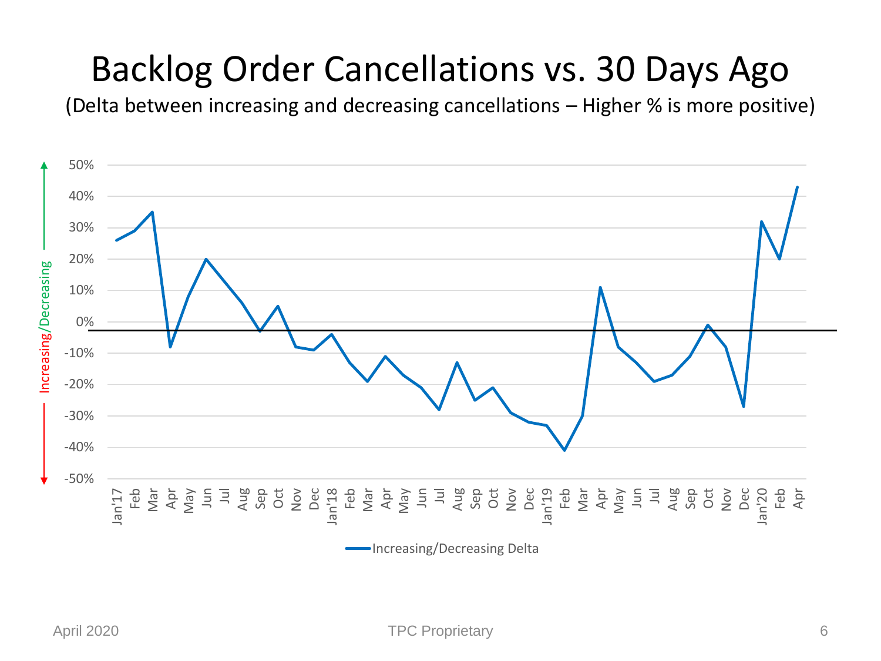# Backlog Order Cancellations vs. 30 Days Ago

(Delta between increasing and decreasing cancellations – Higher % is more positive)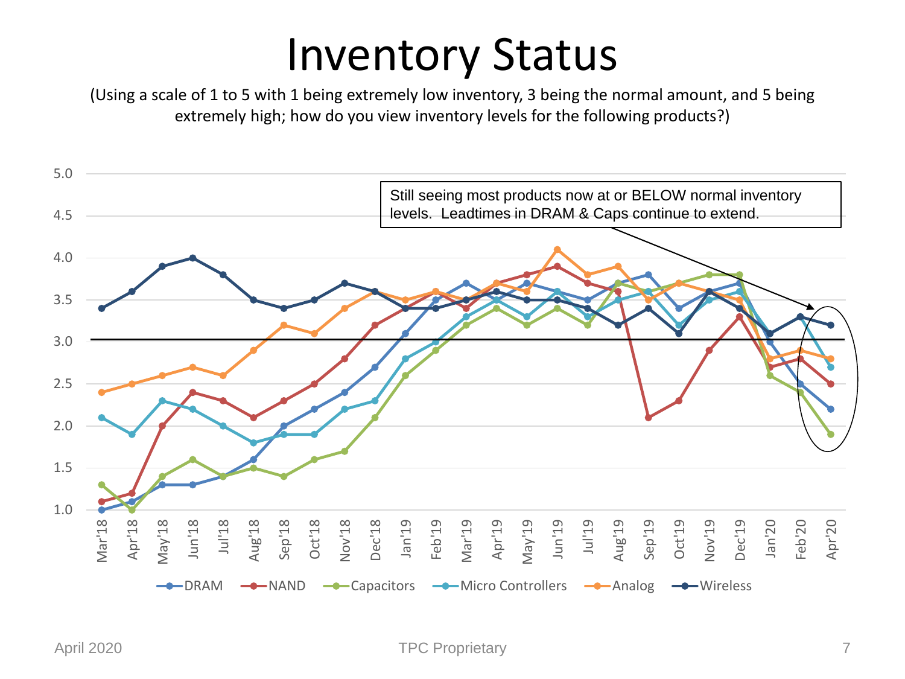# Inventory Status

(Using a scale of 1 to 5 with 1 being extremely low inventory, 3 being the normal amount, and 5 being extremely high; how do you view inventory levels for the following products?)

Still seeing most products now at or BELOW normal inventory levels. Leadtimes in DRAM & Caps continue to extend.

| | Mar'18 | Apr'18 | May'18 | Jun'18 | Jul'18 | Aug'18 | Sep'18 | Oct'18 | Nov'18 | Dec'18 | Jan'19 | Feb'19 | Mar'19 | Apr'19 | May'19 | Jun'19 | Jul'19 | Aug'19 | Sep'19 | Oct'19 | Nov'19 | Dec'19 | Jan'20 | Feb'20 | Apr'20 |
|---|---|---|---|---|---|---|---|---|---|---|---|---|---|---|---|---|---|---|---|---|---|---|---|---|---|
| DRAM | 1.0 | 1.1 | 1.3 | 1.3 | 1.4 | 1.6 | 2.0 | 2.2 | 2.4 | 2.7 | 3.1 | 3.5 | 3.7 | 3.5 | 3.7 | 3.6 | 3.5 | 3.7 | 3.8 | 3.4 | 3.6 | 3.7 | 3.0 | 2.5 | 2.2 |
| NAND | 1.1 | 1.2 | 2.0 | 2.4 | 2.3 | 2.1 | 2.3 | 2.5 | 2.8 | 3.2 | 3.4 | 3.6 | 3.4 | 3.7 | 3.8 | 3.9 | 3.7 | 3.6 | 2.1 | 2.3 | 2.9 | 3.3 | 2.7 | 2.8 | 2.5 |
| Capacitors | 1.3 | 1.0 | 1.4 | 1.6 | 1.4 | 1.5 | 1.4 | 1.6 | 1.7 | 2.1 | 2.6 | 2.9 | 3.2 | 3.4 | 3.2 | 3.4 | 3.2 | 3.7 | 3.6 | 3.7 | 3.8 | 3.8 | 2.6 | 2.4 | 1.9 |
| Micro Controllers | 2.1 | 1.9 | 2.3 | 2.2 | 2.0 | 1.8 | 1.9 | 1.9 | 2.2 | 2.3 | 2.8 | 3.0 | 3.3 | 3.5 | 3.3 | 3.6 | 3.3 | 3.5 | 3.6 | 3.2 | 3.5 | 3.6 | 3.1 | 3.3 | 2.7 |
| Analog | 2.4 | 2.5 | 2.6 | 2.7 | 2.6 | 2.9 | 3.2 | 3.1 | 3.4 | 3.6 | 3.5 | 3.6 | 3.5 | 3.7 | 3.6 | 4.1 | 3.8 | 3.9 | 3.5 | 3.7 | 3.6 | 3.5 | 2.8 | 2.9 | 2.8 |
| Wireless | 3.4 | 3.6 | 3.9 | 4.0 | 3.8 | 3.5 | 3.4 | 3.5 | 3.7 | 3.6 | 3.4 | 3.4 | 3.5 | 3.6 | 3.5 | 3.5 | 3.4 | 3.2 | 3.4 | 3.1 | 3.6 | 3.4 | 3.1 | 3.3 | 3.2 |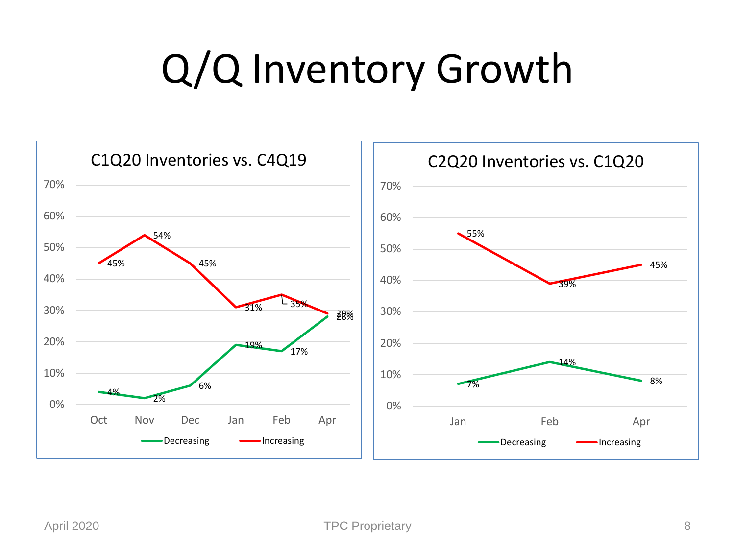# Q/Q Inventory Growth

### C1Q20 Inventories vs. C4Q19

| | Oct | Nov | Dec | Jan | Feb | Apr |
|---|---|---|---|---|---|---|
| Decreasing | 4% | 2% | 6% | 19% | 17% | 28% |
| Increasing | 45% | 54% | 45% | 31% | 35% | 29% |

### C2Q20 Inventories vs. C1Q20

| | Jan | Feb | Apr |
|---|---|---|---|
| Decreasing | 7% | 14% | 8% |
| Increasing | 55% | 39% | 45% |

April 2020 TPC Proprietary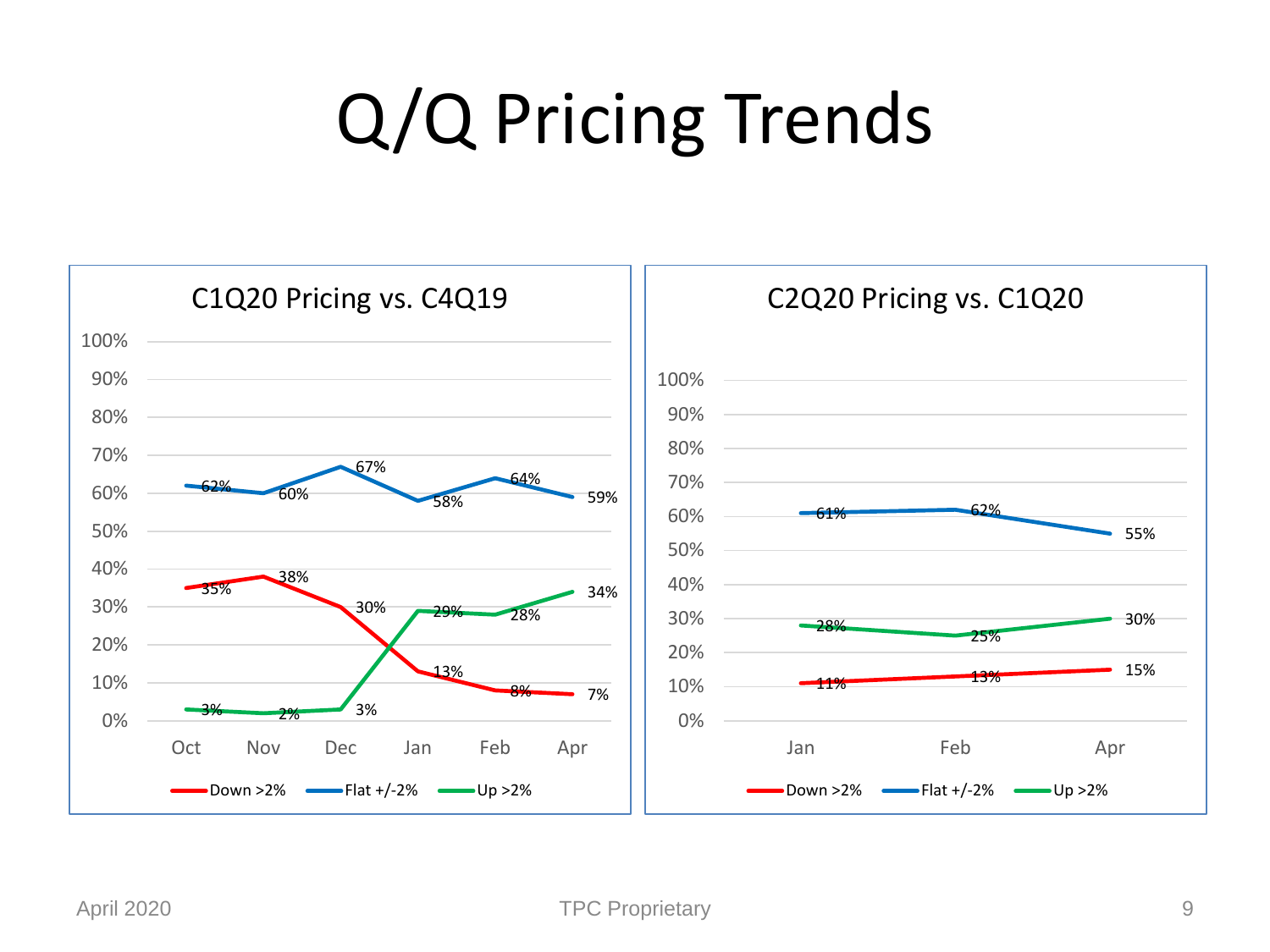# Q/Q Pricing Trends

**C1Q20 Pricing vs. C4Q19**

| | Oct | Nov | Dec | Jan | Feb | Apr |
|---|---|---|---|---|---|---|
| Down >2% | 35% | 38% | 30% | 13% | 8% | 7% |
| Flat +/-2% | 62% | 60% | 67% | 58% | 64% | 59% |
| Up >2% | 3% | 2% | 3% | 29% | 28% | 34% |

**C2Q20 Pricing vs. C1Q20**

| | Jan | Feb | Apr |
|---|---|---|---|
| Down >2% | 11% | 13% | 15% |
| Flat +/-2% | 61% | 62% | 55% |
| Up >2% | 28% | 25% | 30% |

April 2020 TPC Proprietary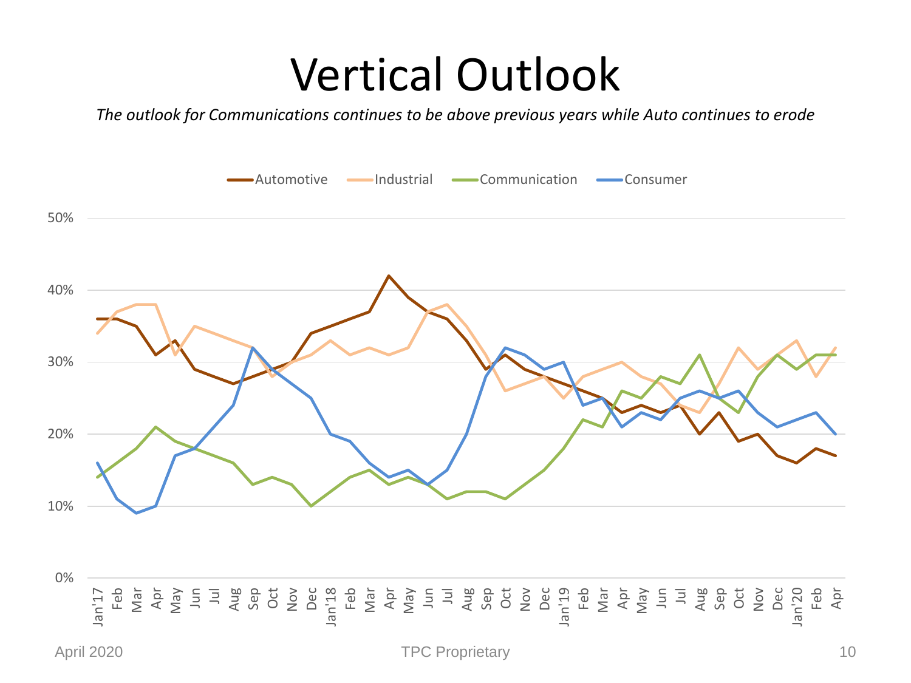# Vertical Outlook

*The outlook for Communications continues to be above previous years while Auto continues to erode*

Automotive
Industrial
Communication
Consumer

50%
40%
30%
20%
10%
0%

Jan'17
Feb
Mar
Apr
May
Jun
Jul
Aug
Sep
Oct
Nov
Dec
Jan'18
Feb
Mar
Apr
May
Jun
Jul
Aug
Sep
Oct
Nov
Dec
Jan'19
Feb
Mar
Apr
May
Jun
Jul
Aug
Sep
Oct
Nov
Dec
Jan'20
Feb
Apr

April 2020

TPC Proprietary